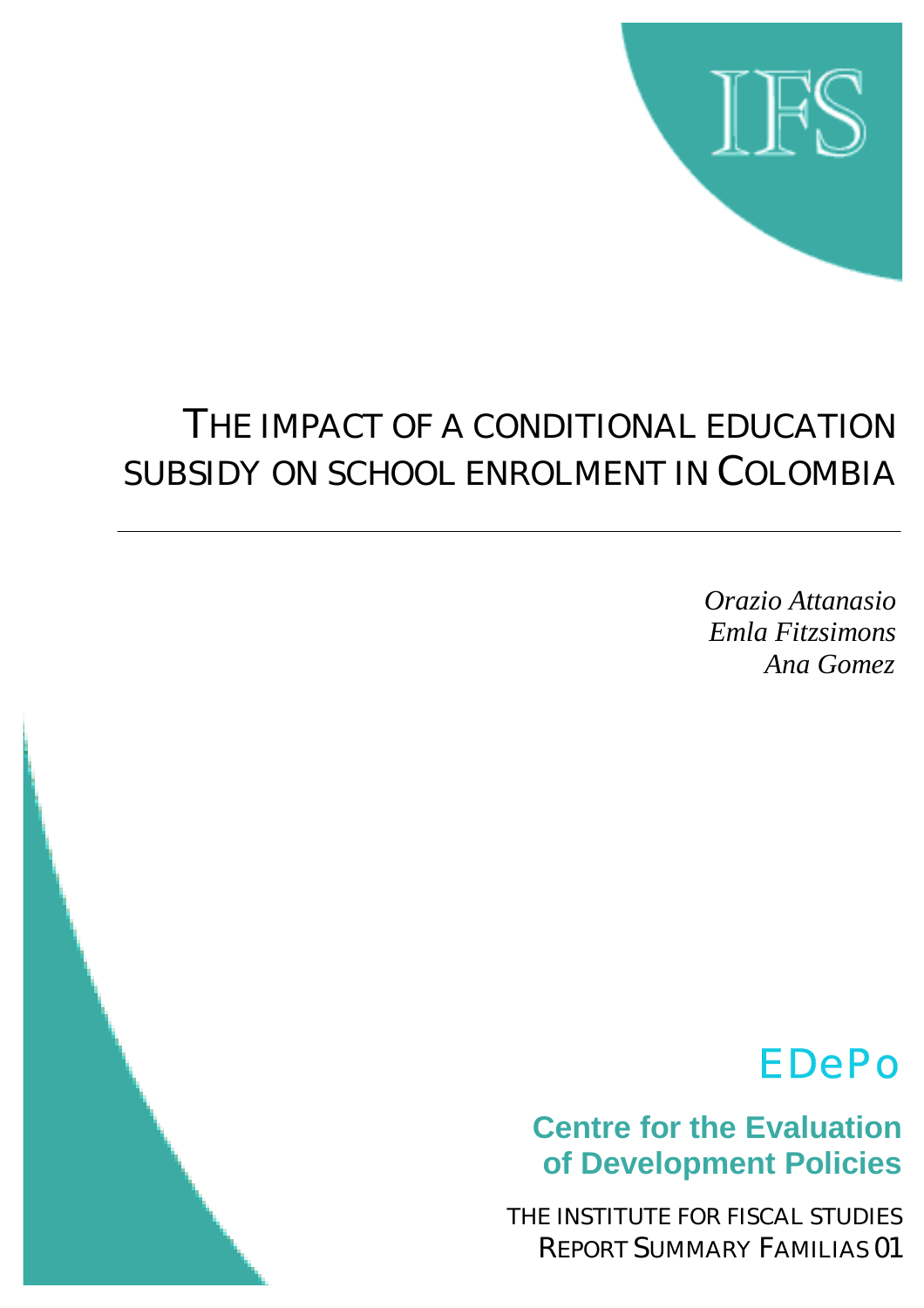IFS

# THE IMPACT OF A CONDITIONAL EDUCATION SUBSIDY ON SCHOOL ENROLMENT IN COLOMBIA

---

*Orazio Attanasio*
*Emla Fitzsimons*
*Ana Gomez*

EDePo

**Centre for the Evaluation of Development Policies**

THE INSTITUTE FOR FISCAL STUDIES
REPORT SUMMARY FAMILIAS 01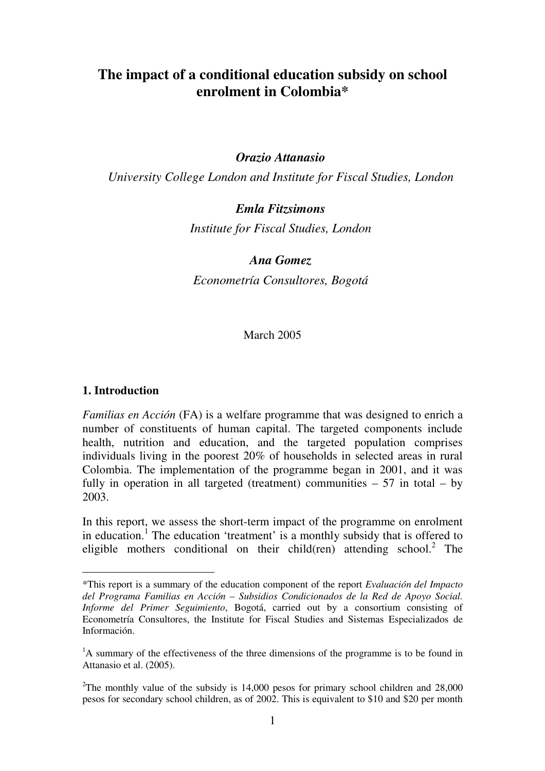# The impact of a conditional education subsidy on school enrolment in Colombia*

***Orazio Attanasio***

*University College London and Institute for Fiscal Studies, London*

***Emla Fitzsimons***

*Institute for Fiscal Studies, London*

***Ana Gomez***

*Econometría Consultores, Bogotá*

March 2005

## 1. Introduction

*Familias en Acción* (FA) is a welfare programme that was designed to enrich a number of constituents of human capital. The targeted components include health, nutrition and education, and the targeted population comprises individuals living in the poorest 20% of households in selected areas in rural Colombia. The implementation of the programme began in 2001, and it was fully in operation in all targeted (treatment) communities – 57 in total – by 2003.

In this report, we assess the short-term impact of the programme on enrolment in education.[1] The education 'treatment' is a monthly subsidy that is offered to eligible mothers conditional on their child(ren) attending school.[2] The

---

*This report is a summary of the education component of the report *Evaluación del Impacto del Programa Familias en Acción – Subsidios Condicionados de la Red de Apoyo Social. Informe del Primer Seguimiento*, Bogotá, carried out by a consortium consisting of Econometría Consultores, the Institute for Fiscal Studies and Sistemas Especializados de Información.

[1] A summary of the effectiveness of the three dimensions of the programme is to be found in Attanasio et al. (2005).

[2] The monthly value of the subsidy is 14,000 pesos for primary school children and 28,000 pesos for secondary school children, as of 2002. This is equivalent to $10 and $20 per month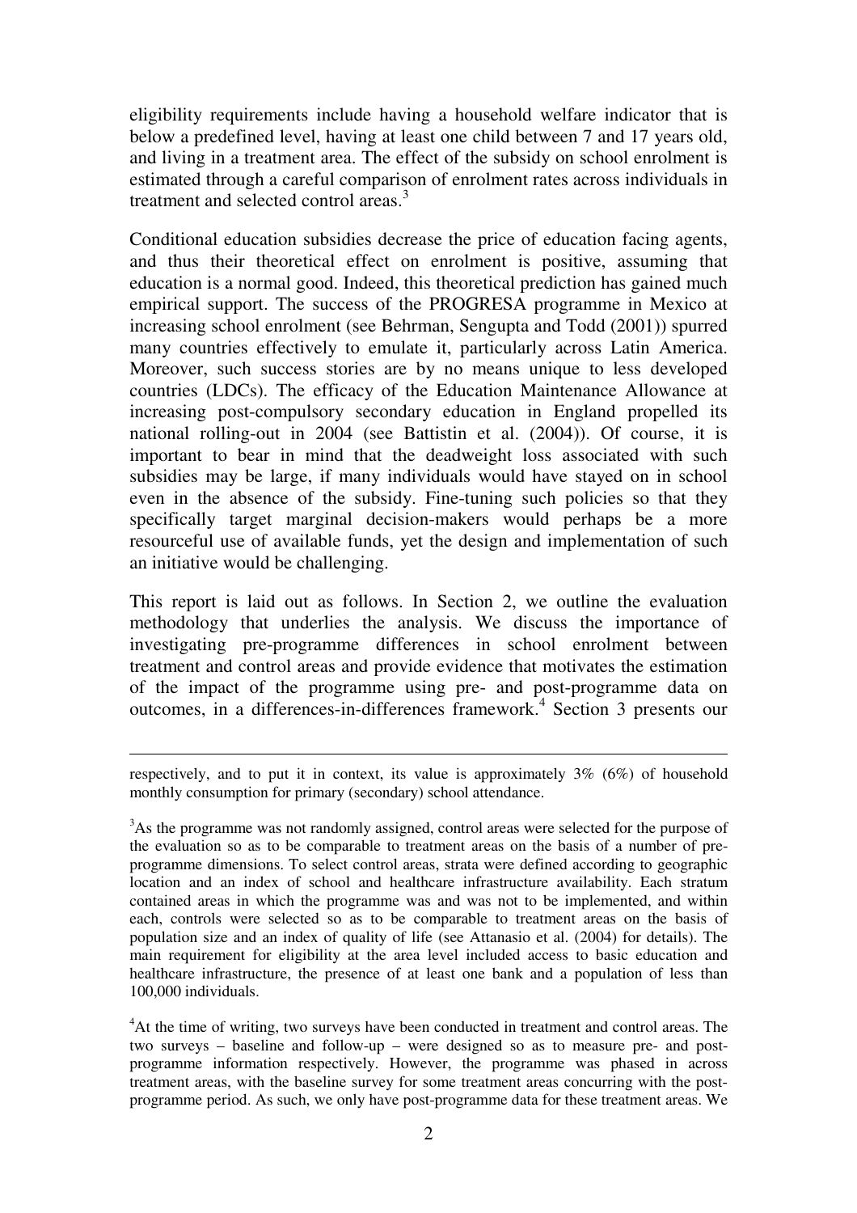eligibility requirements include having a household welfare indicator that is below a predefined level, having at least one child between 7 and 17 years old, and living in a treatment area. The effect of the subsidy on school enrolment is estimated through a careful comparison of enrolment rates across individuals in treatment and selected control areas.[3]

Conditional education subsidies decrease the price of education facing agents, and thus their theoretical effect on enrolment is positive, assuming that education is a normal good. Indeed, this theoretical prediction has gained much empirical support. The success of the PROGRESA programme in Mexico at increasing school enrolment (see Behrman, Sengupta and Todd (2001)) spurred many countries effectively to emulate it, particularly across Latin America. Moreover, such success stories are by no means unique to less developed countries (LDCs). The efficacy of the Education Maintenance Allowance at increasing post-compulsory secondary education in England propelled its national rolling-out in 2004 (see Battistin et al. (2004)). Of course, it is important to bear in mind that the deadweight loss associated with such subsidies may be large, if many individuals would have stayed on in school even in the absence of the subsidy. Fine-tuning such policies so that they specifically target marginal decision-makers would perhaps be a more resourceful use of available funds, yet the design and implementation of such an initiative would be challenging.

This report is laid out as follows. In Section 2, we outline the evaluation methodology that underlies the analysis. We discuss the importance of investigating pre-programme differences in school enrolment between treatment and control areas and provide evidence that motivates the estimation of the impact of the programme using pre- and post-programme data on outcomes, in a differences-in-differences framework.[4] Section 3 presents our

---

respectively, and to put it in context, its value is approximately 3% (6%) of household monthly consumption for primary (secondary) school attendance.

[3]As the programme was not randomly assigned, control areas were selected for the purpose of the evaluation so as to be comparable to treatment areas on the basis of a number of pre-programme dimensions. To select control areas, strata were defined according to geographic location and an index of school and healthcare infrastructure availability. Each stratum contained areas in which the programme was and was not to be implemented, and within each, controls were selected so as to be comparable to treatment areas on the basis of population size and an index of quality of life (see Attanasio et al. (2004) for details). The main requirement for eligibility at the area level included access to basic education and healthcare infrastructure, the presence of at least one bank and a population of less than 100,000 individuals.

[4]At the time of writing, two surveys have been conducted in treatment and control areas. The two surveys – baseline and follow-up – were designed so as to measure pre- and post-programme information respectively. However, the programme was phased in across treatment areas, with the baseline survey for some treatment areas concurring with the post-programme period. As such, we only have post-programme data for these treatment areas. We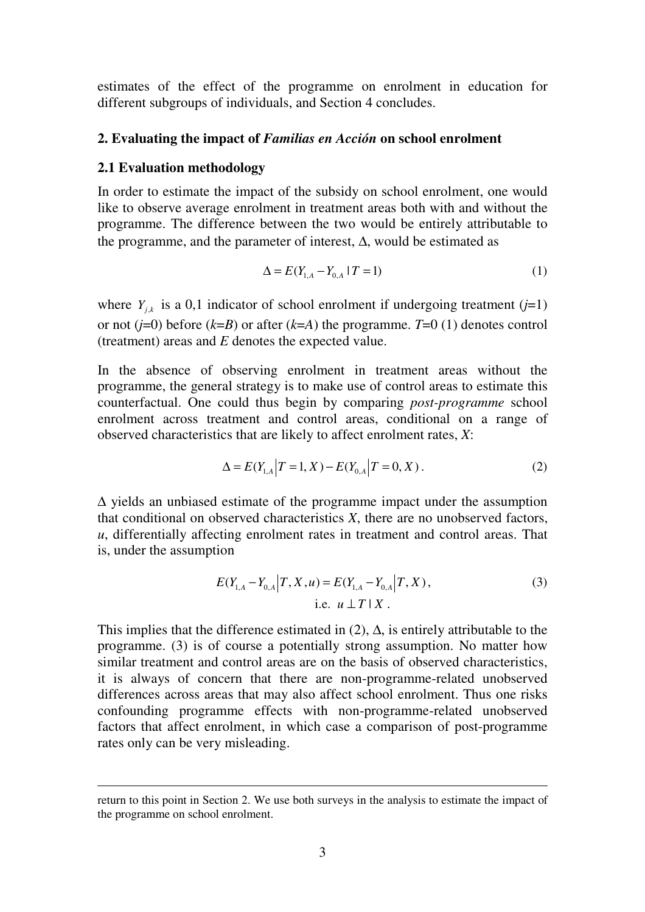estimates of the effect of the programme on enrolment in education for different subgroups of individuals, and Section 4 concludes.

### 2. Evaluating the impact of *Familias en Acción* on school enrolment

#### 2.1 Evaluation methodology

In order to estimate the impact of the subsidy on school enrolment, one would like to observe average enrolment in treatment areas both with and without the programme. The difference between the two would be entirely attributable to the programme, and the parameter of interest, $\Delta$, would be estimated as

$$\Delta = E(Y_{1,A} - Y_{0,A} \mid T = 1) \tag{1}$$

where $Y_{j,k}$ is a 0,1 indicator of school enrolment if undergoing treatment ($j$=1) or not ($j$=0) before ($k$=$B$) or after ($k$=$A$) the programme. $T$=0 (1) denotes control (treatment) areas and $E$ denotes the expected value.

In the absence of observing enrolment in treatment areas without the programme, the general strategy is to make use of control areas to estimate this counterfactual. One could thus begin by comparing *post-programme* school enrolment across treatment and control areas, conditional on a range of observed characteristics that are likely to affect enrolment rates, $X$:

$$\Delta = E(Y_{1,A} \big| T = 1, X) - E(Y_{0,A} \big| T = 0, X). \tag{2}$$

$\Delta$ yields an unbiased estimate of the programme impact under the assumption that conditional on observed characteristics $X$, there are no unobserved factors, $u$, differentially affecting enrolment rates in treatment and control areas. That is, under the assumption

$$E(Y_{1,A} - Y_{0,A} \big| T, X, u) = E(Y_{1,A} - Y_{0,A} \big| T, X), \tag{3}$$
$$\text{i.e. } u \perp T \mid X .$$

This implies that the difference estimated in (2), $\Delta$, is entirely attributable to the programme. (3) is of course a potentially strong assumption. No matter how similar treatment and control areas are on the basis of observed characteristics, it is always of concern that there are non-programme-related unobserved differences across areas that may also affect school enrolment. Thus one risks confounding programme effects with non-programme-related unobserved factors that affect enrolment, in which case a comparison of post-programme rates only can be very misleading.

---

return to this point in Section 2. We use both surveys in the analysis to estimate the impact of the programme on school enrolment.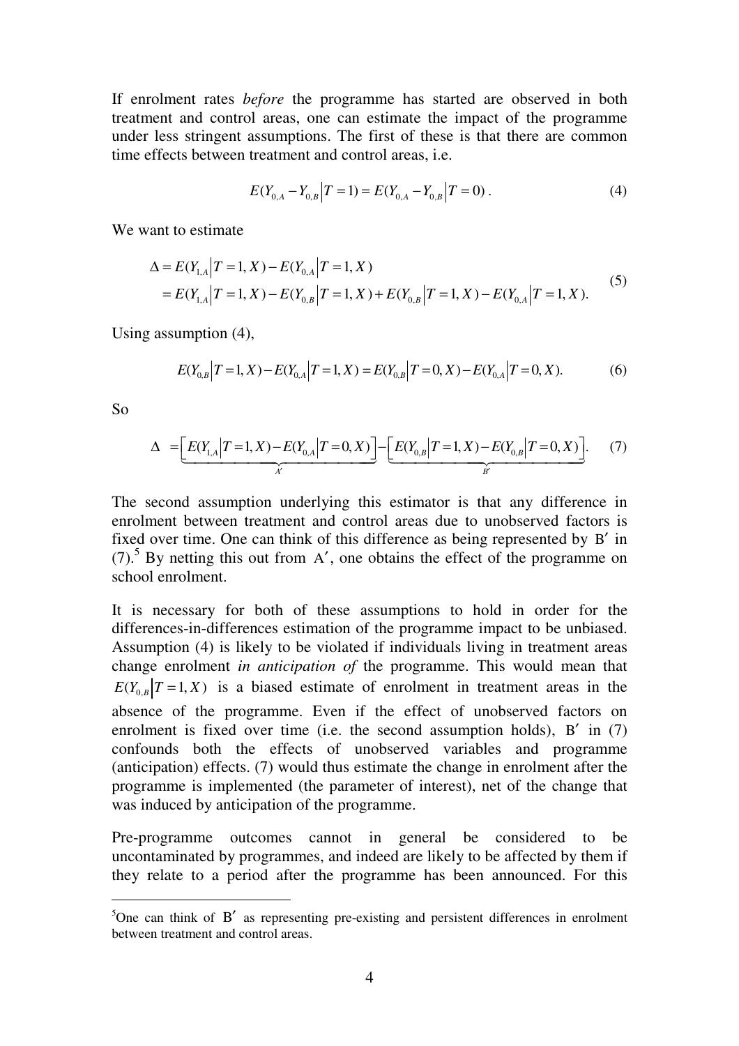If enrolment rates *before* the programme has started are observed in both treatment and control areas, one can estimate the impact of the programme under less stringent assumptions. The first of these is that there are common time effects between treatment and control areas, i.e.

$$E(Y_{0,A} - Y_{0,B} \mid T = 1) = E(Y_{0,A} - Y_{0,B} \mid T = 0)\,. \tag{4}$$

We want to estimate

$$\begin{aligned} \Delta &= E(Y_{1,A} \mid T = 1, X) - E(Y_{0,A} \mid T = 1, X) \\ &= E(Y_{1,A} \mid T = 1, X) - E(Y_{0,B} \mid T = 1, X) + E(Y_{0,B} \mid T = 1, X) - E(Y_{0,A} \mid T = 1, X). \end{aligned} \tag{5}$$

Using assumption (4),

$$E(Y_{0,B} \mid T = 1, X) - E(Y_{0,A} \mid T = 1, X) = E(Y_{0,B} \mid T = 0, X) - E(Y_{0,A} \mid T = 0, X). \tag{6}$$

So

$$\Delta = \underbrace{\Big[ E(Y_{1,A} \mid T = 1, X) - E(Y_{0,A} \mid T = 0, X) \Big]}_{A'} - \underbrace{\Big[ E(Y_{0,B} \mid T = 1, X) - E(Y_{0,B} \mid T = 0, X) \Big]}_{B'}. \tag{7}$$

The second assumption underlying this estimator is that any difference in enrolment between treatment and control areas due to unobserved factors is fixed over time. One can think of this difference as being represented by $B'$ in (7).[5] By netting this out from $A'$, one obtains the effect of the programme on school enrolment.

It is necessary for both of these assumptions to hold in order for the differences-in-differences estimation of the programme impact to be unbiased. Assumption (4) is likely to be violated if individuals living in treatment areas change enrolment *in anticipation of* the programme. This would mean that $E(Y_{0,B} \mid T = 1, X)$ is a biased estimate of enrolment in treatment areas in the absence of the programme. Even if the effect of unobserved factors on enrolment is fixed over time (i.e. the second assumption holds), $B'$ in (7) confounds both the effects of unobserved variables and programme (anticipation) effects. (7) would thus estimate the change in enrolment after the programme is implemented (the parameter of interest), net of the change that was induced by anticipation of the programme.

Pre-programme outcomes cannot in general be considered to be uncontaminated by programmes, and indeed are likely to be affected by them if they relate to a period after the programme has been announced. For this

---

[5]One can think of $B'$ as representing pre-existing and persistent differences in enrolment between treatment and control areas.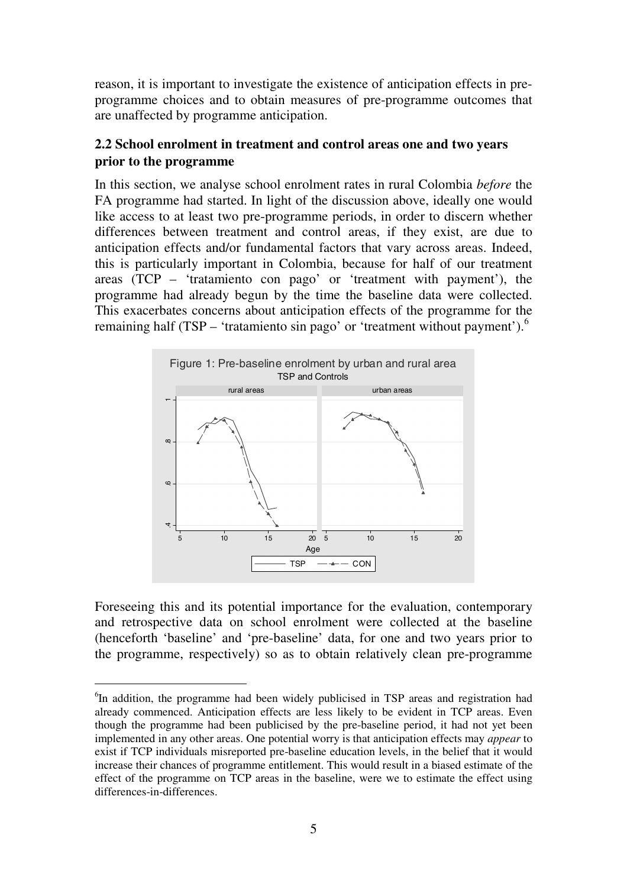reason, it is important to investigate the existence of anticipation effects in pre-programme choices and to obtain measures of pre-programme outcomes that are unaffected by programme anticipation.

### 2.2 School enrolment in treatment and control areas one and two years prior to the programme

In this section, we analyse school enrolment rates in rural Colombia *before* the FA programme had started. In light of the discussion above, ideally one would like access to at least two pre-programme periods, in order to discern whether differences between treatment and control areas, if they exist, are due to anticipation effects and/or fundamental factors that vary across areas. Indeed, this is particularly important in Colombia, because for half of our treatment areas (TCP – 'tratamiento con pago' or 'treatment with payment'), the programme had already begun by the time the baseline data were collected. This exacerbates concerns about anticipation effects of the programme for the remaining half (TSP – 'tratamiento sin pago' or 'treatment without payment').[6]

Figure 1: Pre-baseline enrolment by urban and rural area
TSP and Controls

Foreseeing this and its potential importance for the evaluation, contemporary and retrospective data on school enrolment were collected at the baseline (henceforth 'baseline' and 'pre-baseline' data, for one and two years prior to the programme, respectively) so as to obtain relatively clean pre-programme

[6]In addition, the programme had been widely publicised in TSP areas and registration had already commenced. Anticipation effects are less likely to be evident in TCP areas. Even though the programme had been publicised by the pre-baseline period, it had not yet been implemented in any other areas. One potential worry is that anticipation effects may *appear* to exist if TCP individuals misreported pre-baseline education levels, in the belief that it would increase their chances of programme entitlement. This would result in a biased estimate of the effect of the programme on TCP areas in the baseline, were we to estimate the effect using differences-in-differences.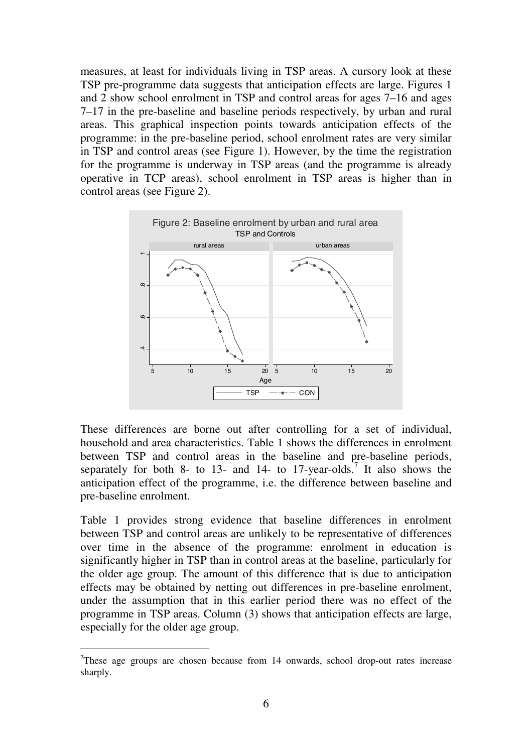measures, at least for individuals living in TSP areas. A cursory look at these TSP pre-programme data suggests that anticipation effects are large. Figures 1 and 2 show school enrolment in TSP and control areas for ages 7–16 and ages 7–17 in the pre-baseline and baseline periods respectively, by urban and rural areas. This graphical inspection points towards anticipation effects of the programme: in the pre-baseline period, school enrolment rates are very similar in TSP and control areas (see Figure 1). However, by the time the registration for the programme is underway in TSP areas (and the programme is already operative in TCP areas), school enrolment in TSP areas is higher than in control areas (see Figure 2).

Figure 2: Baseline enrolment by urban and rural area
TSP and Controls

These differences are borne out after controlling for a set of individual, household and area characteristics. Table 1 shows the differences in enrolment between TSP and control areas in the baseline and pre-baseline periods, separately for both 8- to 13- and 14- to 17-year-olds.[7] It also shows the anticipation effect of the programme, i.e. the difference between baseline and pre-baseline enrolment.

Table 1 provides strong evidence that baseline differences in enrolment between TSP and control areas are unlikely to be representative of differences over time in the absence of the programme: enrolment in education is significantly higher in TSP than in control areas at the baseline, particularly for the older age group. The amount of this difference that is due to anticipation effects may be obtained by netting out differences in pre-baseline enrolment, under the assumption that in this earlier period there was no effect of the programme in TSP areas. Column (3) shows that anticipation effects are large, especially for the older age group.

[7]These age groups are chosen because from 14 onwards, school drop-out rates increase sharply.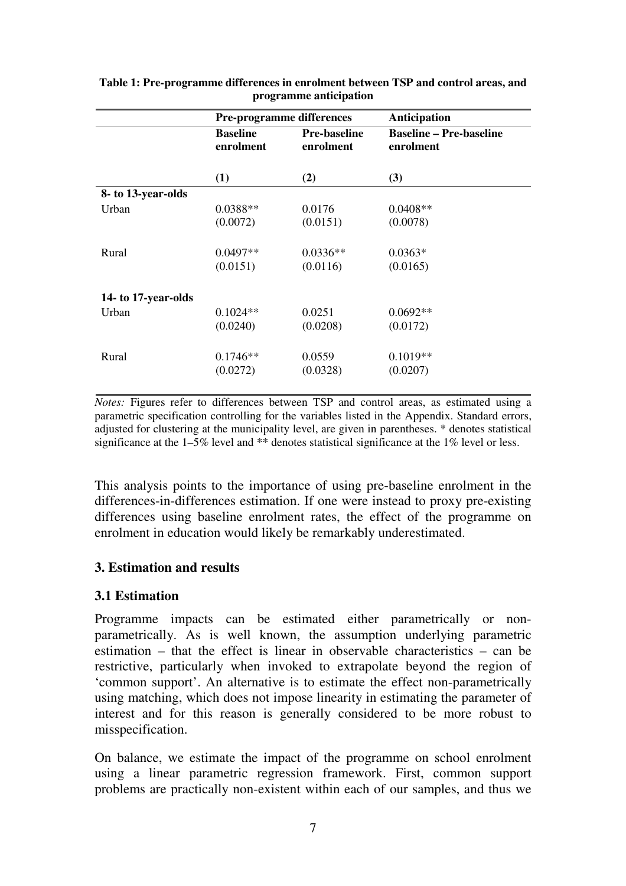**Table 1: Pre-programme differences in enrolment between TSP and control areas, and programme anticipation**

| | Pre-programme differences | | Anticipation |
|---|---|---|---|
| | **Baseline enrolment** | **Pre-baseline enrolment** | **Baseline – Pre-baseline enrolment** |
| | **(1)** | **(2)** | **(3)** |
| **8- to 13-year-olds** | | | |
| Urban | 0.0388** | 0.0176 | 0.0408** |
| | (0.0072) | (0.0151) | (0.0078) |
| Rural | 0.0497** | 0.0336** | 0.0363* |
| | (0.0151) | (0.0116) | (0.0165) |
| **14- to 17-year-olds** | | | |
| Urban | 0.1024** | 0.0251 | 0.0692** |
| | (0.0240) | (0.0208) | (0.0172) |
| Rural | 0.1746** | 0.0559 | 0.1019** |
| | (0.0272) | (0.0328) | (0.0207) |

*Notes:* Figures refer to differences between TSP and control areas, as estimated using a parametric specification controlling for the variables listed in the Appendix. Standard errors, adjusted for clustering at the municipality level, are given in parentheses. * denotes statistical significance at the 1–5% level and ** denotes statistical significance at the 1% level or less.

This analysis points to the importance of using pre-baseline enrolment in the differences-in-differences estimation. If one were instead to proxy pre-existing differences using baseline enrolment rates, the effect of the programme on enrolment in education would likely be remarkably underestimated.

## 3. Estimation and results

### 3.1 Estimation

Programme impacts can be estimated either parametrically or non-parametrically. As is well known, the assumption underlying parametric estimation – that the effect is linear in observable characteristics – can be restrictive, particularly when invoked to extrapolate beyond the region of 'common support'. An alternative is to estimate the effect non-parametrically using matching, which does not impose linearity in estimating the parameter of interest and for this reason is generally considered to be more robust to misspecification.

On balance, we estimate the impact of the programme on school enrolment using a linear parametric regression framework. First, common support problems are practically non-existent within each of our samples, and thus we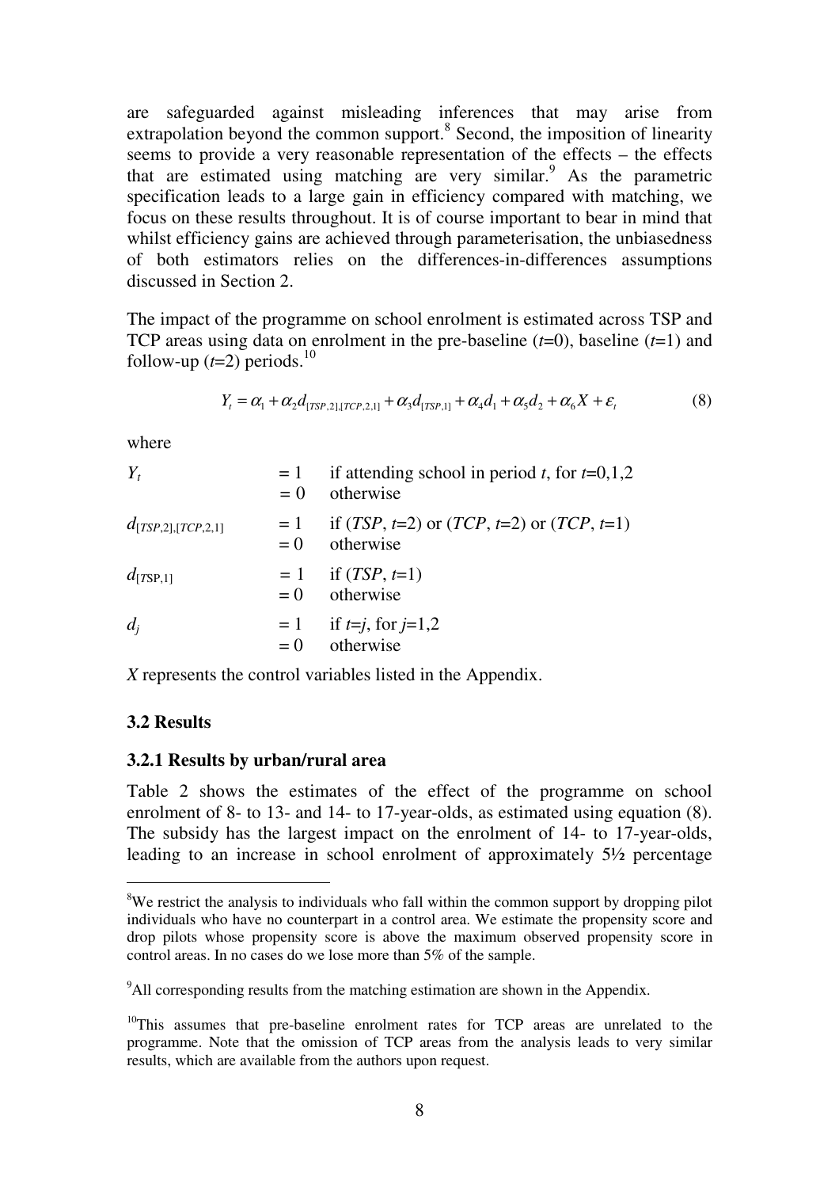are safeguarded against misleading inferences that may arise from extrapolation beyond the common support.[8] Second, the imposition of linearity seems to provide a very reasonable representation of the effects – the effects that are estimated using matching are very similar.[9] As the parametric specification leads to a large gain in efficiency compared with matching, we focus on these results throughout. It is of course important to bear in mind that whilst efficiency gains are achieved through parameterisation, the unbiasedness of both estimators relies on the differences-in-differences assumptions discussed in Section 2.

The impact of the programme on school enrolment is estimated across TSP and TCP areas using data on enrolment in the pre-baseline ($t$=0), baseline ($t$=1) and follow-up ($t$=2) periods.[10]

$$Y_t = \alpha_1 + \alpha_2 d_{[TSP,2],[TCP,2,1]} + \alpha_3 d_{[TSP,1]} + \alpha_4 d_1 + \alpha_5 d_2 + \alpha_6 X + \varepsilon_t \tag{8}$$

where

| | | |
|---|---|---|
| $Y_t$ | = 1 | if attending school in period $t$, for $t$=0,1,2 |
| | = 0 | otherwise |
| $d_{[TSP,2],[TCP,2,1]}$ | = 1 | if ($TSP$, $t$=2) or ($TCP$, $t$=2) or ($TCP$, $t$=1) |
| | = 0 | otherwise |
| $d_{[TSP,1]}$ | = 1 | if ($TSP$, $t$=1) |
| | = 0 | otherwise |
| $d_j$ | = 1 | if $t$=$j$, for $j$=1,2 |
| | = 0 | otherwise |

$X$ represents the control variables listed in the Appendix.

### 3.2 Results

#### 3.2.1 Results by urban/rural area

Table 2 shows the estimates of the effect of the programme on school enrolment of 8- to 13- and 14- to 17-year-olds, as estimated using equation (8). The subsidy has the largest impact on the enrolment of 14- to 17-year-olds, leading to an increase in school enrolment of approximately 5½ percentage

---

[8] We restrict the analysis to individuals who fall within the common support by dropping pilot individuals who have no counterpart in a control area. We estimate the propensity score and drop pilots whose propensity score is above the maximum observed propensity score in control areas. In no cases do we lose more than 5% of the sample.

[9] All corresponding results from the matching estimation are shown in the Appendix.

[10] This assumes that pre-baseline enrolment rates for TCP areas are unrelated to the programme. Note that the omission of TCP areas from the analysis leads to very similar results, which are available from the authors upon request.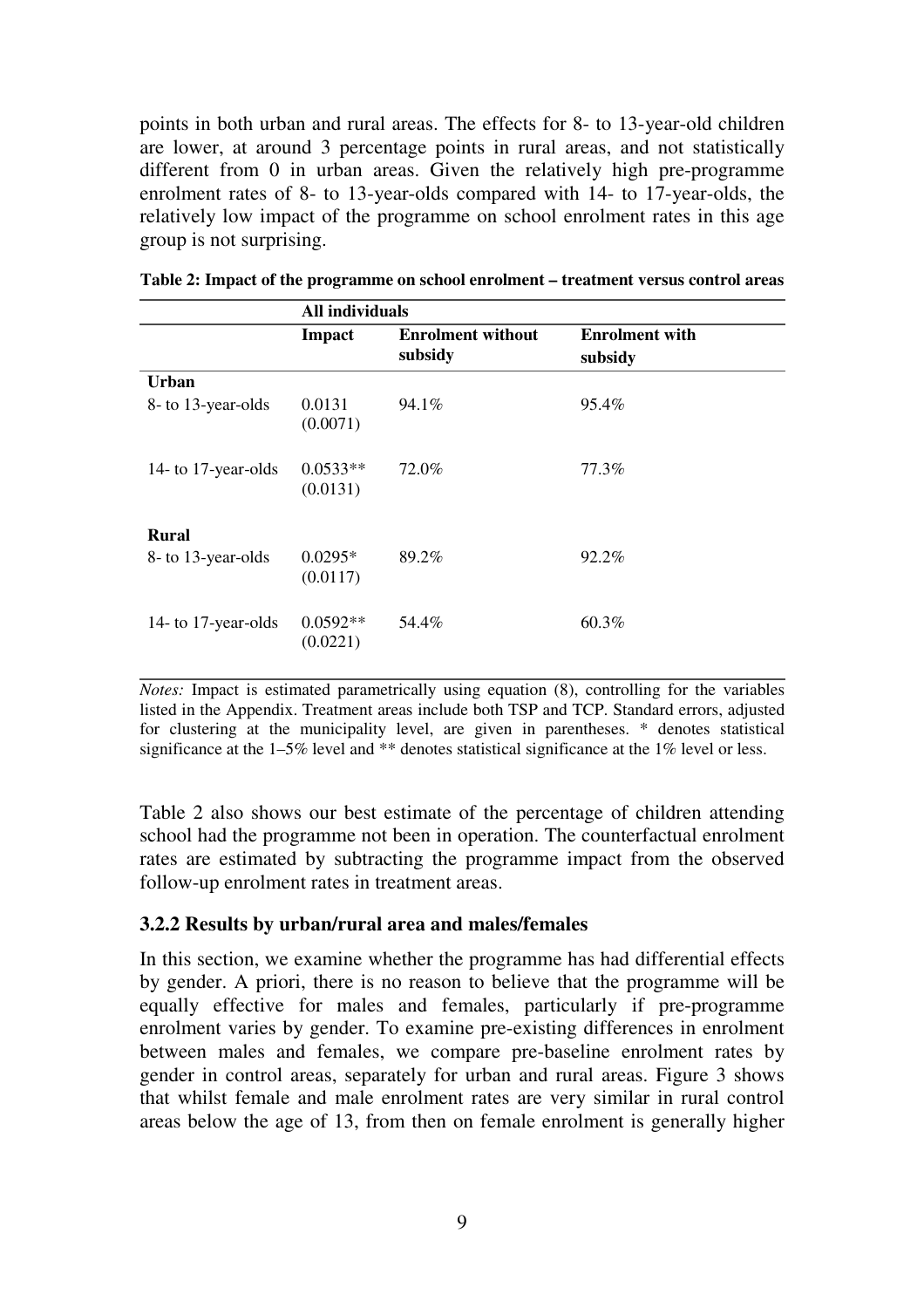points in both urban and rural areas. The effects for 8- to 13-year-old children are lower, at around 3 percentage points in rural areas, and not statistically different from 0 in urban areas. Given the relatively high pre-programme enrolment rates of 8- to 13-year-olds compared with 14- to 17-year-olds, the relatively low impact of the programme on school enrolment rates in this age group is not surprising.

**Table 2: Impact of the programme on school enrolment – treatment versus control areas**

| | **All individuals** | | |
|---|---|---|---|
| | **Impact** | **Enrolment without subsidy** | **Enrolment with subsidy** |
| **Urban** | | | |
| 8- to 13-year-olds | 0.0131 (0.0071) | 94.1% | 95.4% |
| 14- to 17-year-olds | 0.0533** (0.0131) | 72.0% | 77.3% |
| **Rural** | | | |
| 8- to 13-year-olds | 0.0295* (0.0117) | 89.2% | 92.2% |
| 14- to 17-year-olds | 0.0592** (0.0221) | 54.4% | 60.3% |

*Notes:* Impact is estimated parametrically using equation (8), controlling for the variables listed in the Appendix. Treatment areas include both TSP and TCP. Standard errors, adjusted for clustering at the municipality level, are given in parentheses. * denotes statistical significance at the 1–5% level and ** denotes statistical significance at the 1% level or less.

Table 2 also shows our best estimate of the percentage of children attending school had the programme not been in operation. The counterfactual enrolment rates are estimated by subtracting the programme impact from the observed follow-up enrolment rates in treatment areas.

### 3.2.2 Results by urban/rural area and males/females

In this section, we examine whether the programme has had differential effects by gender. A priori, there is no reason to believe that the programme will be equally effective for males and females, particularly if pre-programme enrolment varies by gender. To examine pre-existing differences in enrolment between males and females, we compare pre-baseline enrolment rates by gender in control areas, separately for urban and rural areas. Figure 3 shows that whilst female and male enrolment rates are very similar in rural control areas below the age of 13, from then on female enrolment is generally higher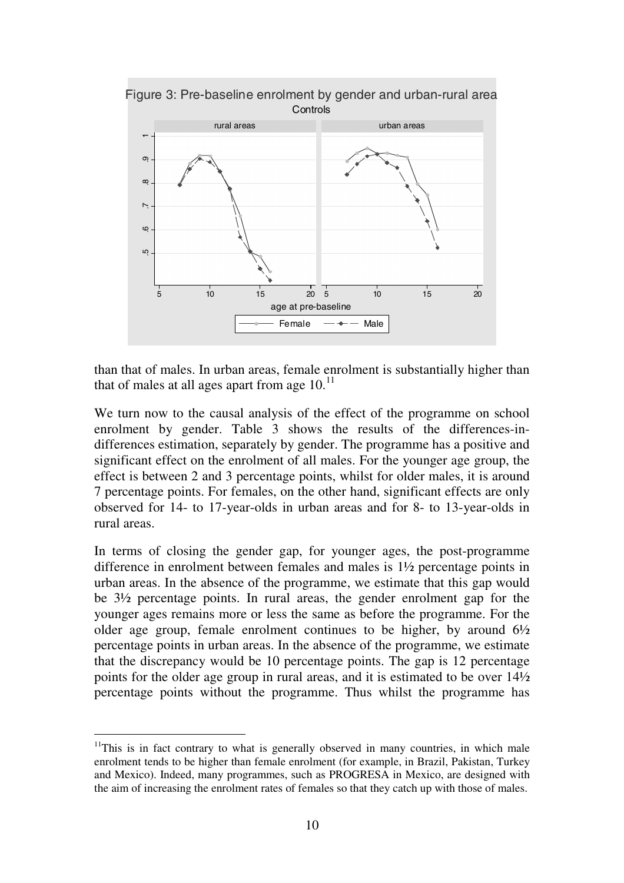Figure 3: Pre-baseline enrolment by gender and urban-rural area

Controls

than that of males. In urban areas, female enrolment is substantially higher than that of males at all ages apart from age 10.[11]

We turn now to the causal analysis of the effect of the programme on school enrolment by gender. Table 3 shows the results of the differences-in-differences estimation, separately by gender. The programme has a positive and significant effect on the enrolment of all males. For the younger age group, the effect is between 2 and 3 percentage points, whilst for older males, it is around 7 percentage points. For females, on the other hand, significant effects are only observed for 14- to 17-year-olds in urban areas and for 8- to 13-year-olds in rural areas.

In terms of closing the gender gap, for younger ages, the post-programme difference in enrolment between females and males is 1½ percentage points in urban areas. In the absence of the programme, we estimate that this gap would be 3½ percentage points. In rural areas, the gender enrolment gap for the younger ages remains more or less the same as before the programme. For the older age group, female enrolment continues to be higher, by around 6½ percentage points in urban areas. In the absence of the programme, we estimate that the discrepancy would be 10 percentage points. The gap is 12 percentage points for the older age group in rural areas, and it is estimated to be over 14½ percentage points without the programme. Thus whilst the programme has

[11] This is in fact contrary to what is generally observed in many countries, in which male enrolment tends to be higher than female enrolment (for example, in Brazil, Pakistan, Turkey and Mexico). Indeed, many programmes, such as PROGRESA in Mexico, are designed with the aim of increasing the enrolment rates of females so that they catch up with those of males.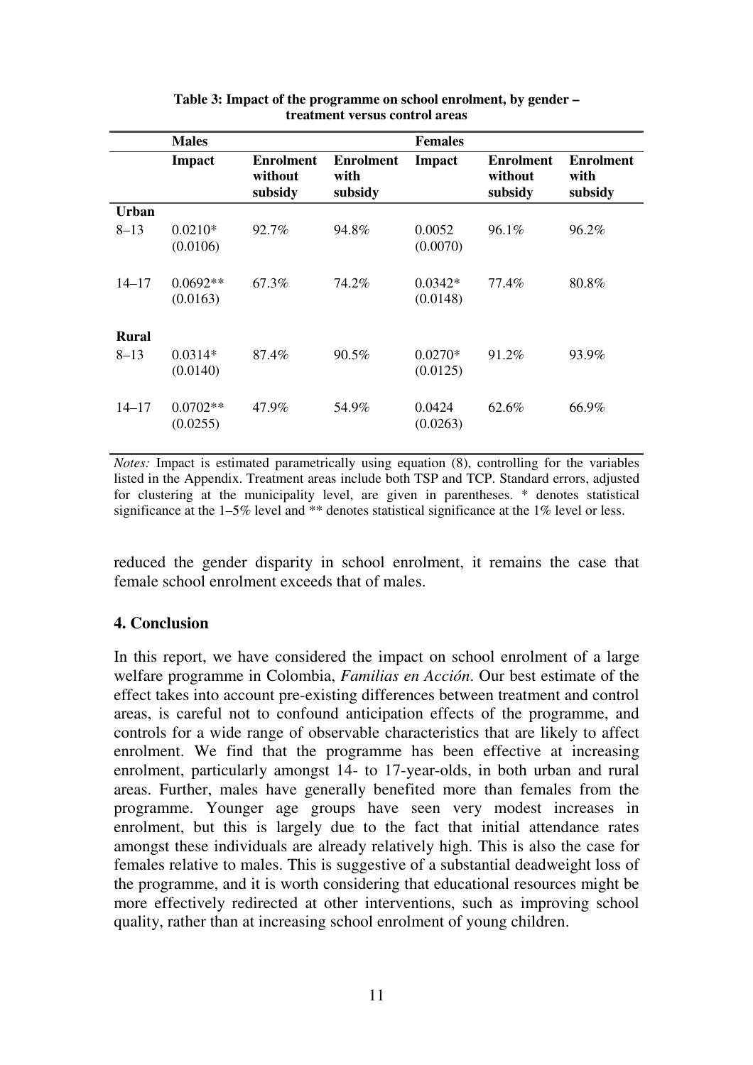**Table 3: Impact of the programme on school enrolment, by gender – treatment versus control areas**

| | Males | | | Females | | |
|---|---|---|---|---|---|---|
| | Impact | Enrolment without subsidy | Enrolment with subsidy | Impact | Enrolment without subsidy | Enrolment with subsidy |
| **Urban** | | | | | | |
| 8–13 | 0.0210* (0.0106) | 92.7% | 94.8% | 0.0052 (0.0070) | 96.1% | 96.2% |
| 14–17 | 0.0692** (0.0163) | 67.3% | 74.2% | 0.0342* (0.0148) | 77.4% | 80.8% |
| **Rural** | | | | | | |
| 8–13 | 0.0314* (0.0140) | 87.4% | 90.5% | 0.0270* (0.0125) | 91.2% | 93.9% |
| 14–17 | 0.0702** (0.0255) | 47.9% | 54.9% | 0.0424 (0.0263) | 62.6% | 66.9% |

*Notes:* Impact is estimated parametrically using equation (8), controlling for the variables listed in the Appendix. Treatment areas include both TSP and TCP. Standard errors, adjusted for clustering at the municipality level, are given in parentheses. * denotes statistical significance at the 1–5% level and ** denotes statistical significance at the 1% level or less.

reduced the gender disparity in school enrolment, it remains the case that female school enrolment exceeds that of males.

## 4. Conclusion

In this report, we have considered the impact on school enrolment of a large welfare programme in Colombia, *Familias en Acción*. Our best estimate of the effect takes into account pre-existing differences between treatment and control areas, is careful not to confound anticipation effects of the programme, and controls for a wide range of observable characteristics that are likely to affect enrolment. We find that the programme has been effective at increasing enrolment, particularly amongst 14- to 17-year-olds, in both urban and rural areas. Further, males have generally benefited more than females from the programme. Younger age groups have seen very modest increases in enrolment, but this is largely due to the fact that initial attendance rates amongst these individuals are already relatively high. This is also the case for females relative to males. This is suggestive of a substantial deadweight loss of the programme, and it is worth considering that educational resources might be more effectively redirected at other interventions, such as improving school quality, rather than at increasing school enrolment of young children.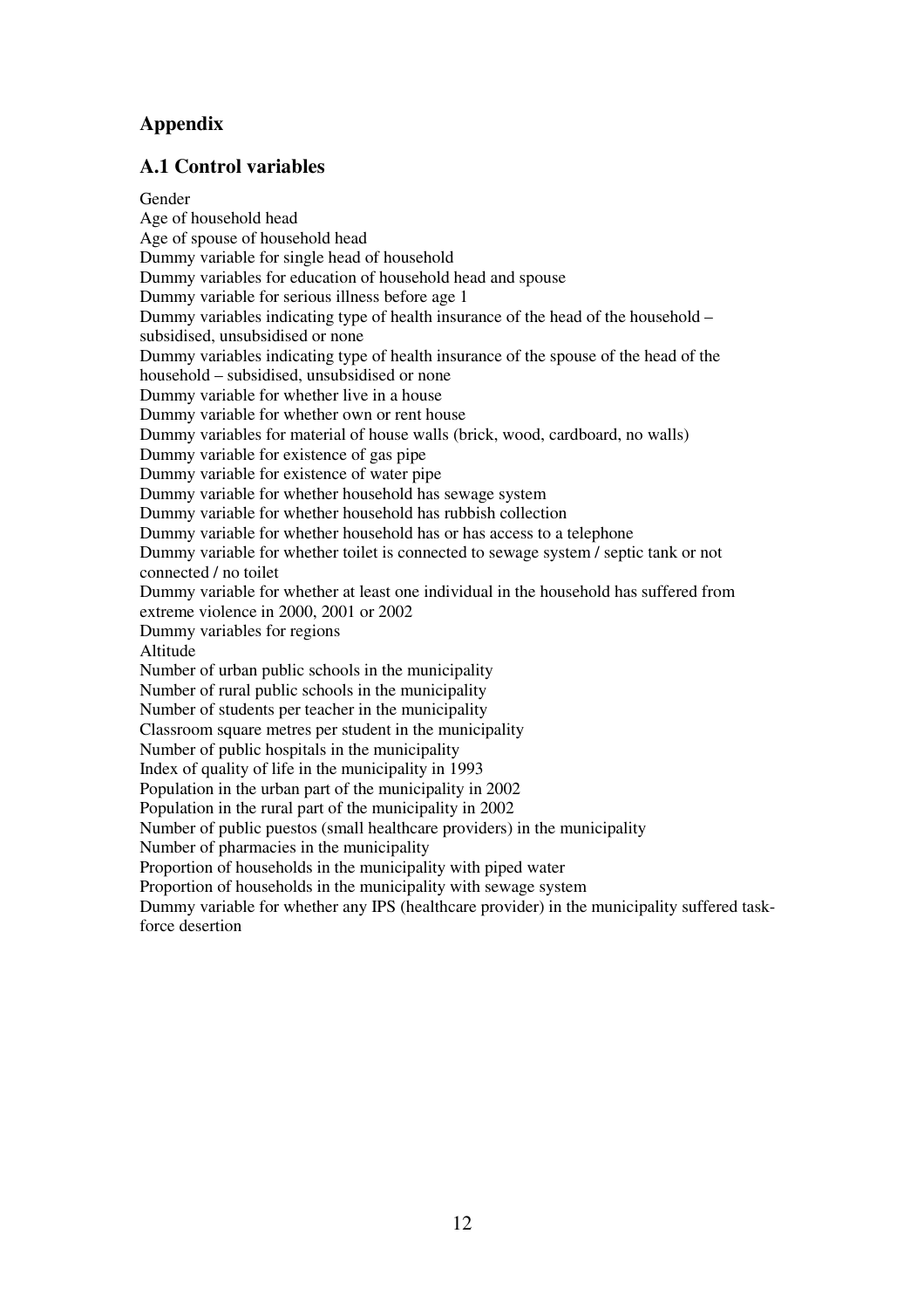# Appendix

## A.1 Control variables

Gender  
Age of household head  
Age of spouse of household head  
Dummy variable for single head of household  
Dummy variables for education of household head and spouse  
Dummy variable for serious illness before age 1  
Dummy variables indicating type of health insurance of the head of the household – subsidised, unsubsidised or none  
Dummy variables indicating type of health insurance of the spouse of the head of the household – subsidised, unsubsidised or none  
Dummy variable for whether live in a house  
Dummy variable for whether own or rent house  
Dummy variables for material of house walls (brick, wood, cardboard, no walls)  
Dummy variable for existence of gas pipe  
Dummy variable for existence of water pipe  
Dummy variable for whether household has sewage system  
Dummy variable for whether household has rubbish collection  
Dummy variable for whether household has or has access to a telephone  
Dummy variable for whether toilet is connected to sewage system / septic tank or not connected / no toilet  
Dummy variable for whether at least one individual in the household has suffered from extreme violence in 2000, 2001 or 2002  
Dummy variables for regions  
Altitude  
Number of urban public schools in the municipality  
Number of rural public schools in the municipality  
Number of students per teacher in the municipality  
Classroom square metres per student in the municipality  
Number of public hospitals in the municipality  
Index of quality of life in the municipality in 1993  
Population in the urban part of the municipality in 2002  
Population in the rural part of the municipality in 2002  
Number of public puestos (small healthcare providers) in the municipality  
Number of pharmacies in the municipality  
Proportion of households in the municipality with piped water  
Proportion of households in the municipality with sewage system  
Dummy variable for whether any IPS (healthcare provider) in the municipality suffered task-force desertion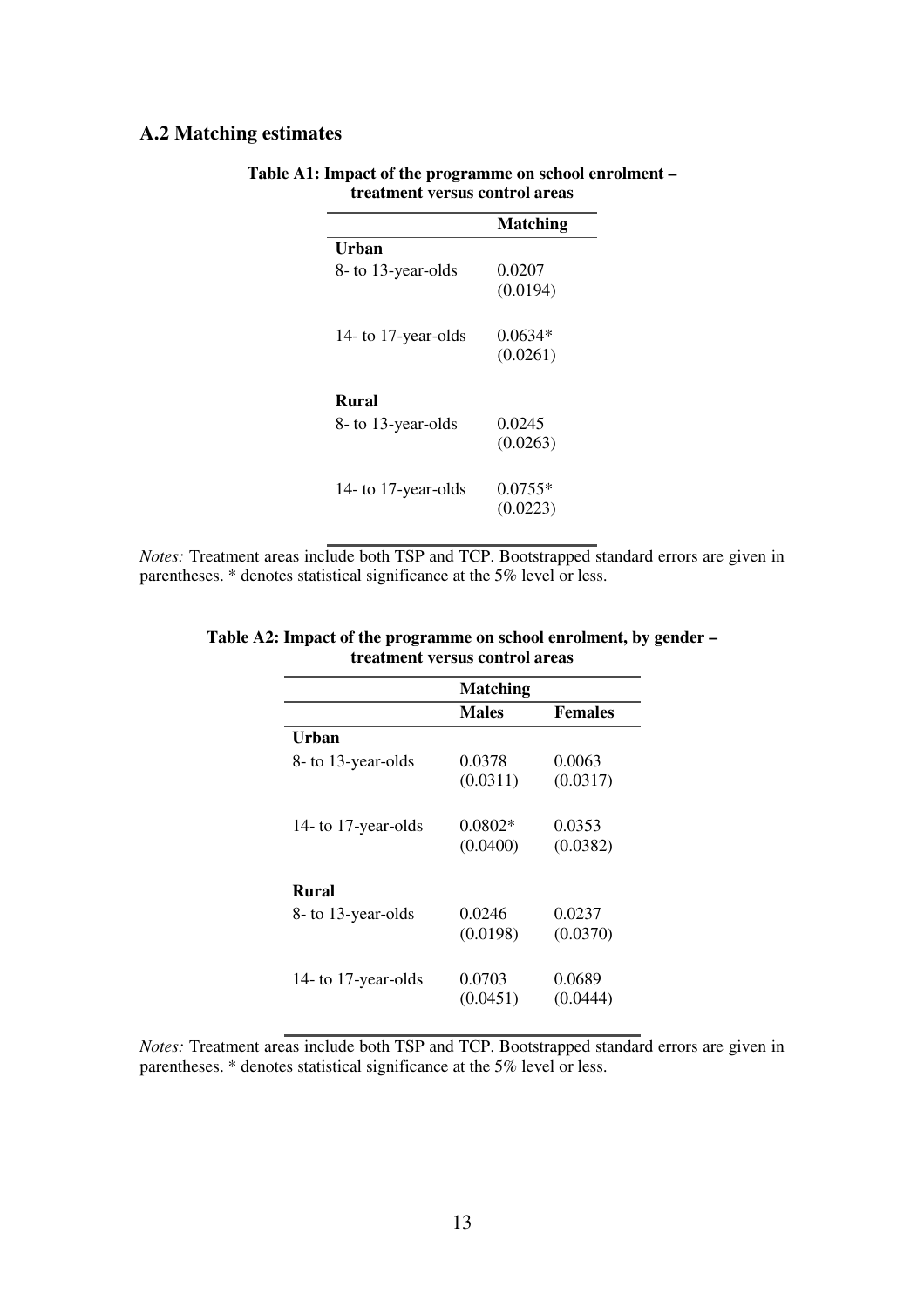## A.2 Matching estimates

**Table A1: Impact of the programme on school enrolment – treatment versus control areas**

| | **Matching** |
|---|---|
| **Urban** | |
| 8- to 13-year-olds | 0.0207 (0.0194) |
| 14- to 17-year-olds | 0.0634* (0.0261) |
| **Rural** | |
| 8- to 13-year-olds | 0.0245 (0.0263) |
| 14- to 17-year-olds | 0.0755* (0.0223) |

*Notes:* Treatment areas include both TSP and TCP. Bootstrapped standard errors are given in parentheses. * denotes statistical significance at the 5% level or less.

**Table A2: Impact of the programme on school enrolment, by gender – treatment versus control areas**

| | **Matching** | |
|---|---|---|
| | **Males** | **Females** |
| **Urban** | | |
| 8- to 13-year-olds | 0.0378 (0.0311) | 0.0063 (0.0317) |
| 14- to 17-year-olds | 0.0802* (0.0400) | 0.0353 (0.0382) |
| **Rural** | | |
| 8- to 13-year-olds | 0.0246 (0.0198) | 0.0237 (0.0370) |
| 14- to 17-year-olds | 0.0703 (0.0451) | 0.0689 (0.0444) |

*Notes:* Treatment areas include both TSP and TCP. Bootstrapped standard errors are given in parentheses. * denotes statistical significance at the 5% level or less.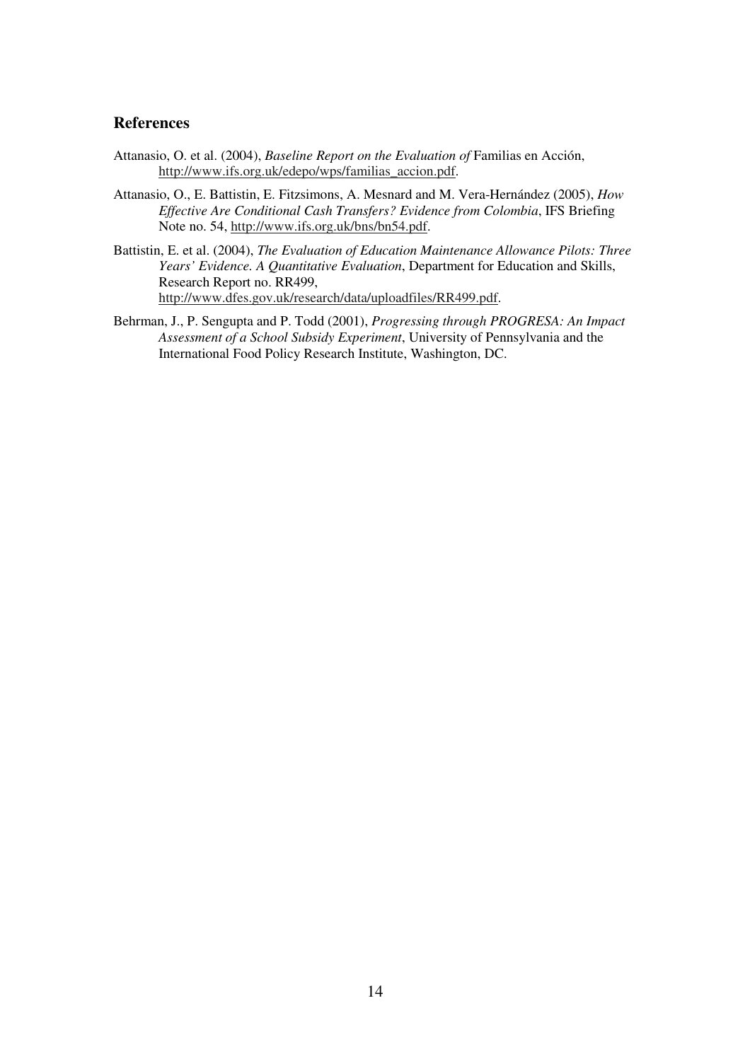## References

Attanasio, O. et al. (2004), *Baseline Report on the Evaluation of* Familias en Acción, http://www.ifs.org.uk/edepo/wps/familias_accion.pdf.

Attanasio, O., E. Battistin, E. Fitzsimons, A. Mesnard and M. Vera-Hernández (2005), *How Effective Are Conditional Cash Transfers? Evidence from Colombia*, IFS Briefing Note no. 54, http://www.ifs.org.uk/bns/bn54.pdf.

Battistin, E. et al. (2004), *The Evaluation of Education Maintenance Allowance Pilots: Three Years' Evidence. A Quantitative Evaluation*, Department for Education and Skills, Research Report no. RR499, http://www.dfes.gov.uk/research/data/uploadfiles/RR499.pdf.

Behrman, J., P. Sengupta and P. Todd (2001), *Progressing through PROGRESA: An Impact Assessment of a School Subsidy Experiment*, University of Pennsylvania and the International Food Policy Research Institute, Washington, DC.